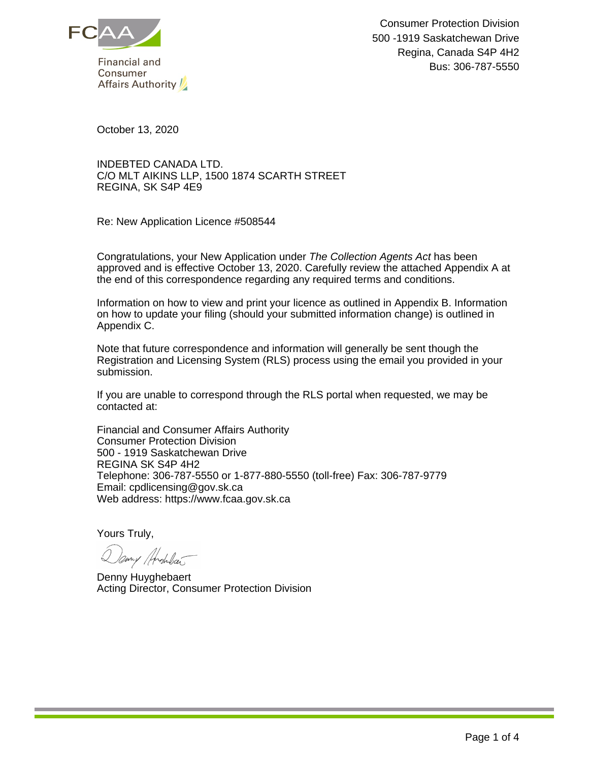FCAA

Financial and Consumer Affairs Authority

Consumer Protection Division
500 -1919 Saskatchewan Drive
Regina, Canada S4P 4H2
Bus: 306-787-5550

October 13, 2020

INDEBTED CANADA LTD.
C/O MLT AIKINS LLP, 1500 1874 SCARTH STREET
REGINA, SK S4P 4E9

Re: New Application Licence #508544

Congratulations, your New Application under *The Collection Agents Act* has been approved and is effective October 13, 2020. Carefully review the attached Appendix A at the end of this correspondence regarding any required terms and conditions.

Information on how to view and print your licence as outlined in Appendix B. Information on how to update your filing (should your submitted information change) is outlined in Appendix C.

Note that future correspondence and information will generally be sent though the Registration and Licensing System (RLS) process using the email you provided in your submission.

If you are unable to correspond through the RLS portal when requested, we may be contacted at:

Financial and Consumer Affairs Authority
Consumer Protection Division
500 - 1919 Saskatchewan Drive
REGINA SK S4P 4H2
Telephone: 306-787-5550 or 1-877-880-5550 (toll-free) Fax: 306-787-9779
Email: cpdlicensing@gov.sk.ca
Web address: https://www.fcaa.gov.sk.ca

Yours Truly,

Denny Huyghebaert
Acting Director, Consumer Protection Division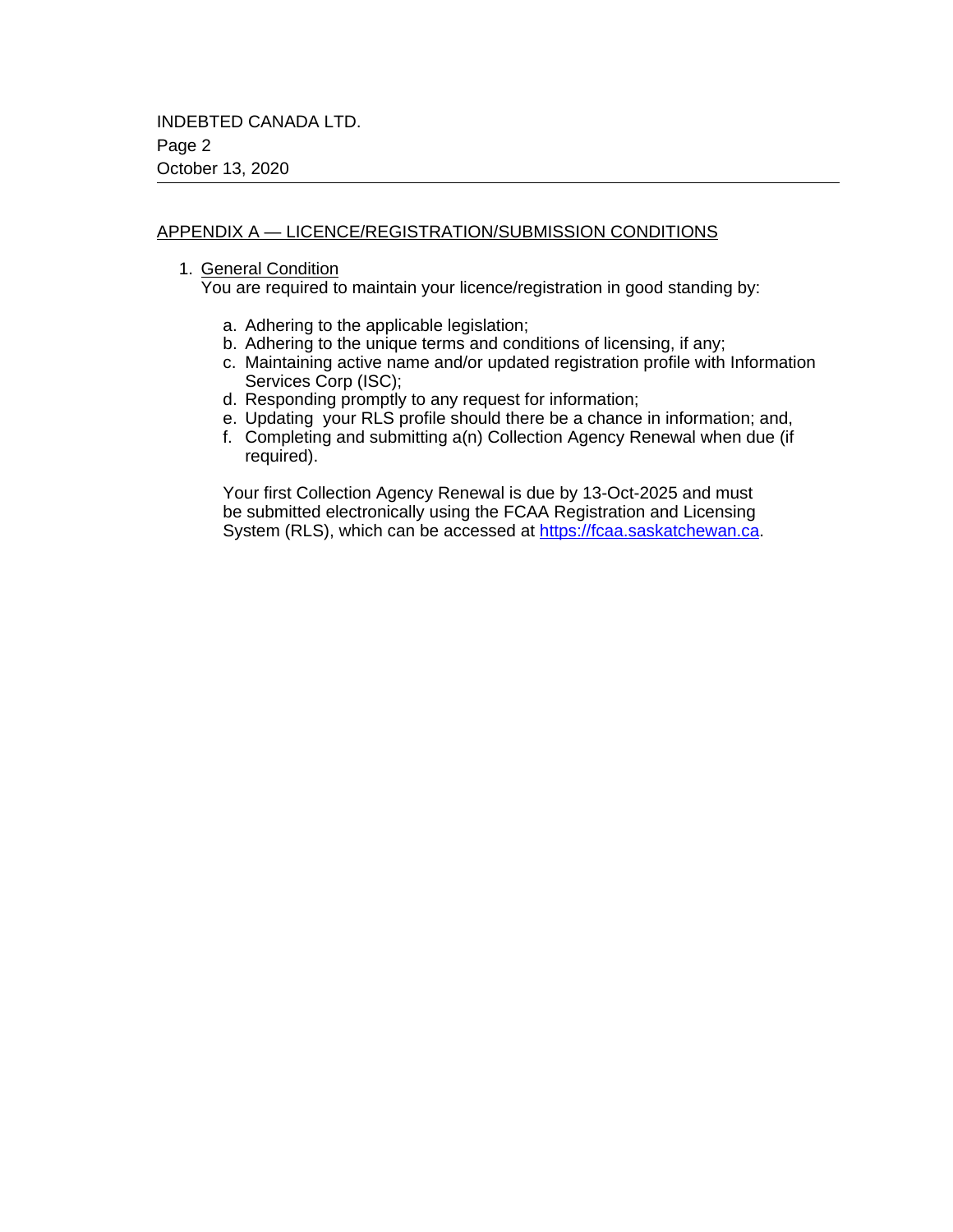## APPENDIX A — LICENCE/REGISTRATION/SUBMISSION CONDITIONS

1. General Condition
   You are required to maintain your licence/registration in good standing by:

   a. Adhering to the applicable legislation;
   b. Adhering to the unique terms and conditions of licensing, if any;
   c. Maintaining active name and/or updated registration profile with Information Services Corp (ISC);
   d. Responding promptly to any request for information;
   e. Updating your RLS profile should there be a chance in information; and,
   f. Completing and submitting a(n) Collection Agency Renewal when due (if required).

   Your first Collection Agency Renewal is due by 13-Oct-2025 and must be submitted electronically using the FCAA Registration and Licensing System (RLS), which can be accessed at https://fcaa.saskatchewan.ca.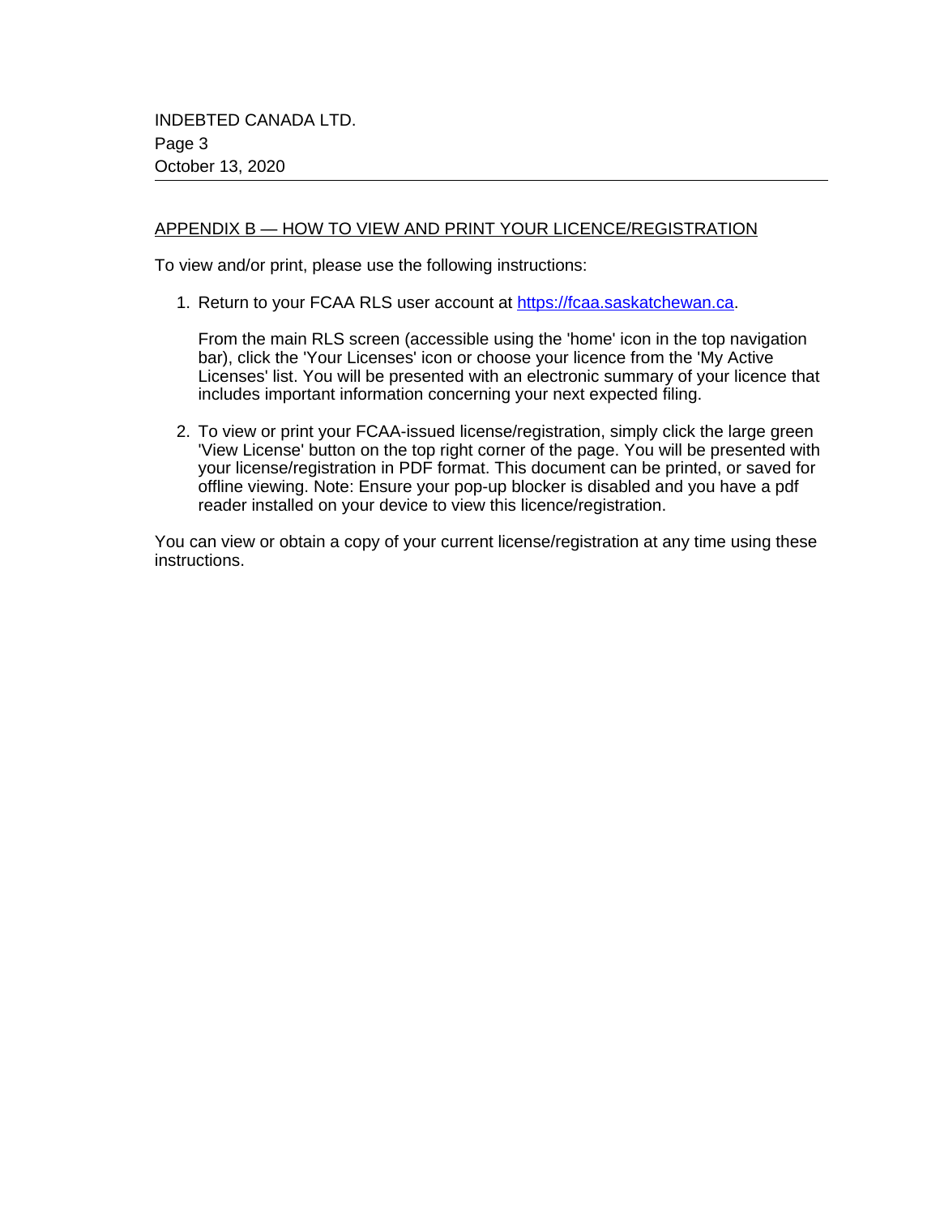## APPENDIX B — HOW TO VIEW AND PRINT YOUR LICENCE/REGISTRATION

To view and/or print, please use the following instructions:

1. Return to your FCAA RLS user account at https://fcaa.saskatchewan.ca.

   From the main RLS screen (accessible using the 'home' icon in the top navigation bar), click the 'Your Licenses' icon or choose your licence from the 'My Active Licenses' list. You will be presented with an electronic summary of your licence that includes important information concerning your next expected filing.

2. To view or print your FCAA-issued license/registration, simply click the large green 'View License' button on the top right corner of the page. You will be presented with your license/registration in PDF format. This document can be printed, or saved for offline viewing. Note: Ensure your pop-up blocker is disabled and you have a pdf reader installed on your device to view this licence/registration.

You can view or obtain a copy of your current license/registration at any time using these instructions.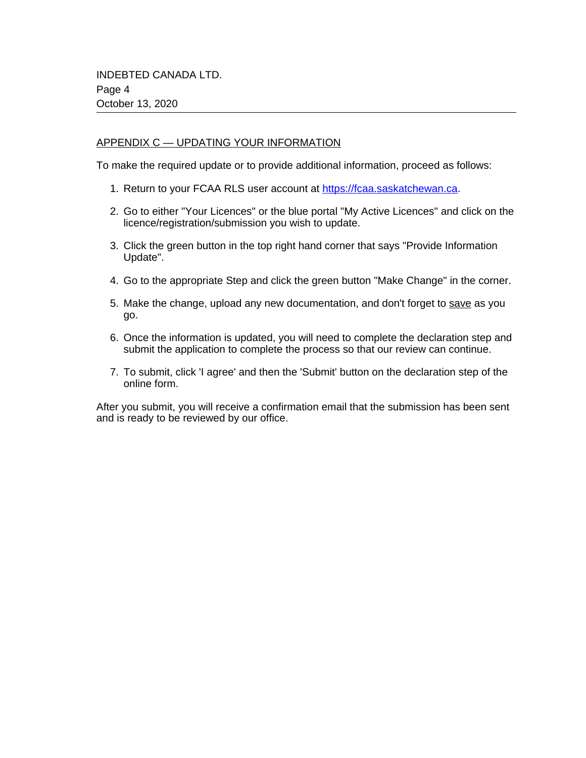## APPENDIX C — UPDATING YOUR INFORMATION

To make the required update or to provide additional information, proceed as follows:

1. Return to your FCAA RLS user account at https://fcaa.saskatchewan.ca.

2. Go to either "Your Licences" or the blue portal "My Active Licences" and click on the licence/registration/submission you wish to update.

3. Click the green button in the top right hand corner that says "Provide Information Update".

4. Go to the appropriate Step and click the green button "Make Change" in the corner.

5. Make the change, upload any new documentation, and don't forget to save as you go.

6. Once the information is updated, you will need to complete the declaration step and submit the application to complete the process so that our review can continue.

7. To submit, click 'I agree' and then the 'Submit' button on the declaration step of the online form.

After you submit, you will receive a confirmation email that the submission has been sent and is ready to be reviewed by our office.